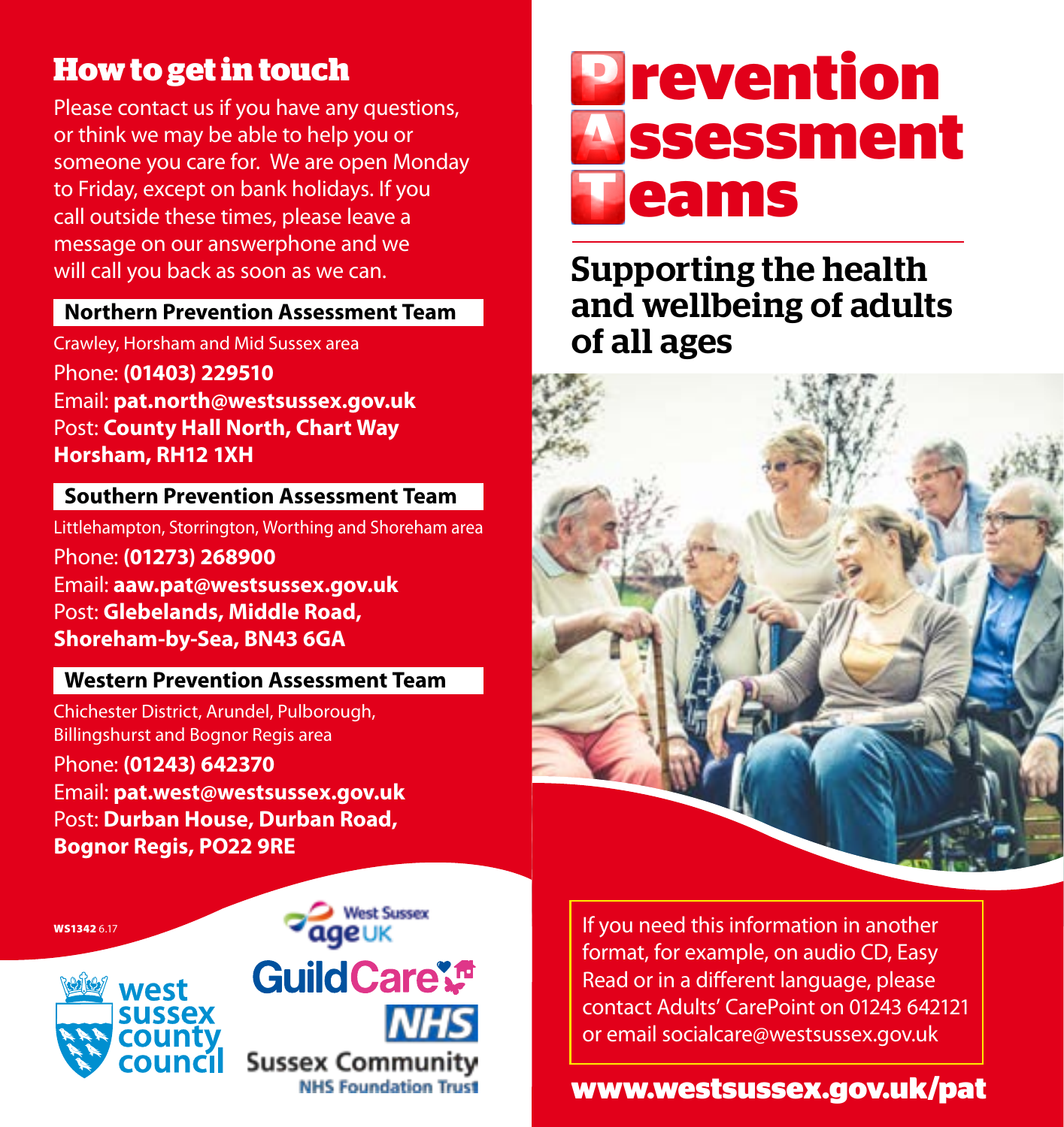## How to get in touch

Please contact us if you have any questions, or think we may be able to help you or someone you care for. We are open Monday to Friday, except on bank holidays. If you call outside these times, please leave a message on our answerphone and we will call you back as soon as we can.

### Northern Prevention Assessment Team

Crawley, Horsham and Mid Sussex area

Phone: **(01403) 229510**
Email: **pat.north@westsussex.gov.uk**
Post: **County Hall North, Chart Way Horsham, RH12 1XH**

### Southern Prevention Assessment Team

Littlehampton, Storrington, Worthing and Shoreham area

Phone: **(01273) 268900**
Email: **aaw.pat@westsussex.gov.uk**
Post: **Glebelands, Middle Road, Shoreham-by-Sea, BN43 6GA**

### Western Prevention Assessment Team

Chichester District, Arundel, Pulborough, Billingshurst and Bognor Regis area

Phone: **(01243) 642370**
Email: **pat.west@westsussex.gov.uk**
Post: **Durban House, Durban Road, Bognor Regis, PO22 9RE**

**WS1342** 6.17

West Sussex county council

West Sussex ageUK

GuildCare

NHS Sussex Community NHS Foundation Trust

# Prevention Assessment Teams

## Supporting the health and wellbeing of adults of all ages

If you need this information in another format, for example, on audio CD, Easy Read or in a different language, please contact Adults' CarePoint on 01243 642121 or email socialcare@westsussex.gov.uk

**www.westsussex.gov.uk/pat**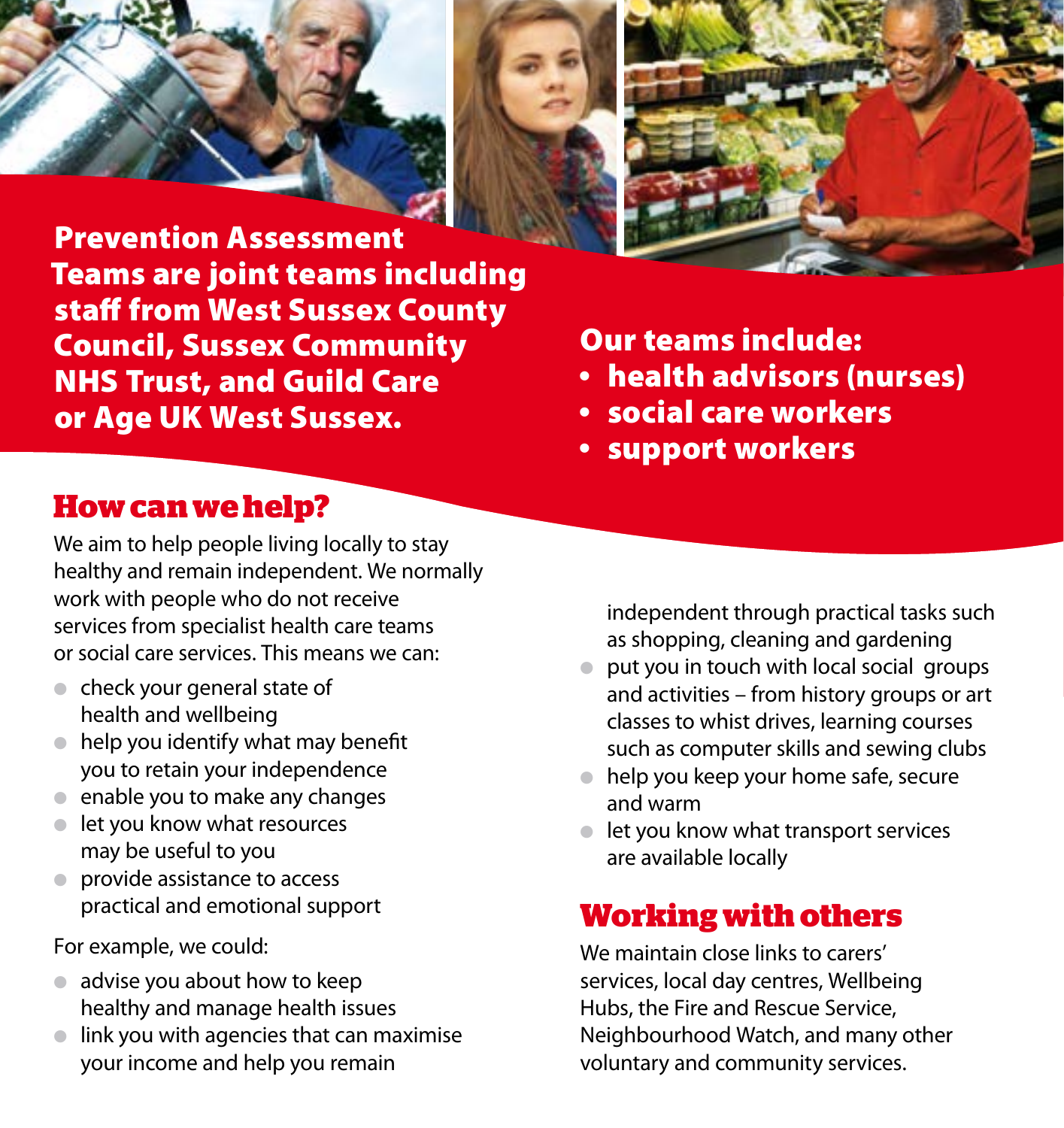**Prevention Assessment Teams are joint teams including staff from West Sussex County Council, Sussex Community NHS Trust, and Guild Care or Age UK West Sussex.**

**Our teams include:**

- **health advisors (nurses)**
- **social care workers**
- **support workers**

## How can we help?

We aim to help people living locally to stay healthy and remain independent. We normally work with people who do not receive services from specialist health care teams or social care services. This means we can:

- check your general state of health and wellbeing
- help you identify what may benefit you to retain your independence
- enable you to make any changes
- let you know what resources may be useful to you
- provide assistance to access practical and emotional support

For example, we could:

- advise you about how to keep healthy and manage health issues
- link you with agencies that can maximise your income and help you remain independent through practical tasks such as shopping, cleaning and gardening
- put you in touch with local social groups and activities – from history groups or art classes to whist drives, learning courses such as computer skills and sewing clubs
- help you keep your home safe, secure and warm
- let you know what transport services are available locally

## Working with others

We maintain close links to carers' services, local day centres, Wellbeing Hubs, the Fire and Rescue Service, Neighbourhood Watch, and many other voluntary and community services.